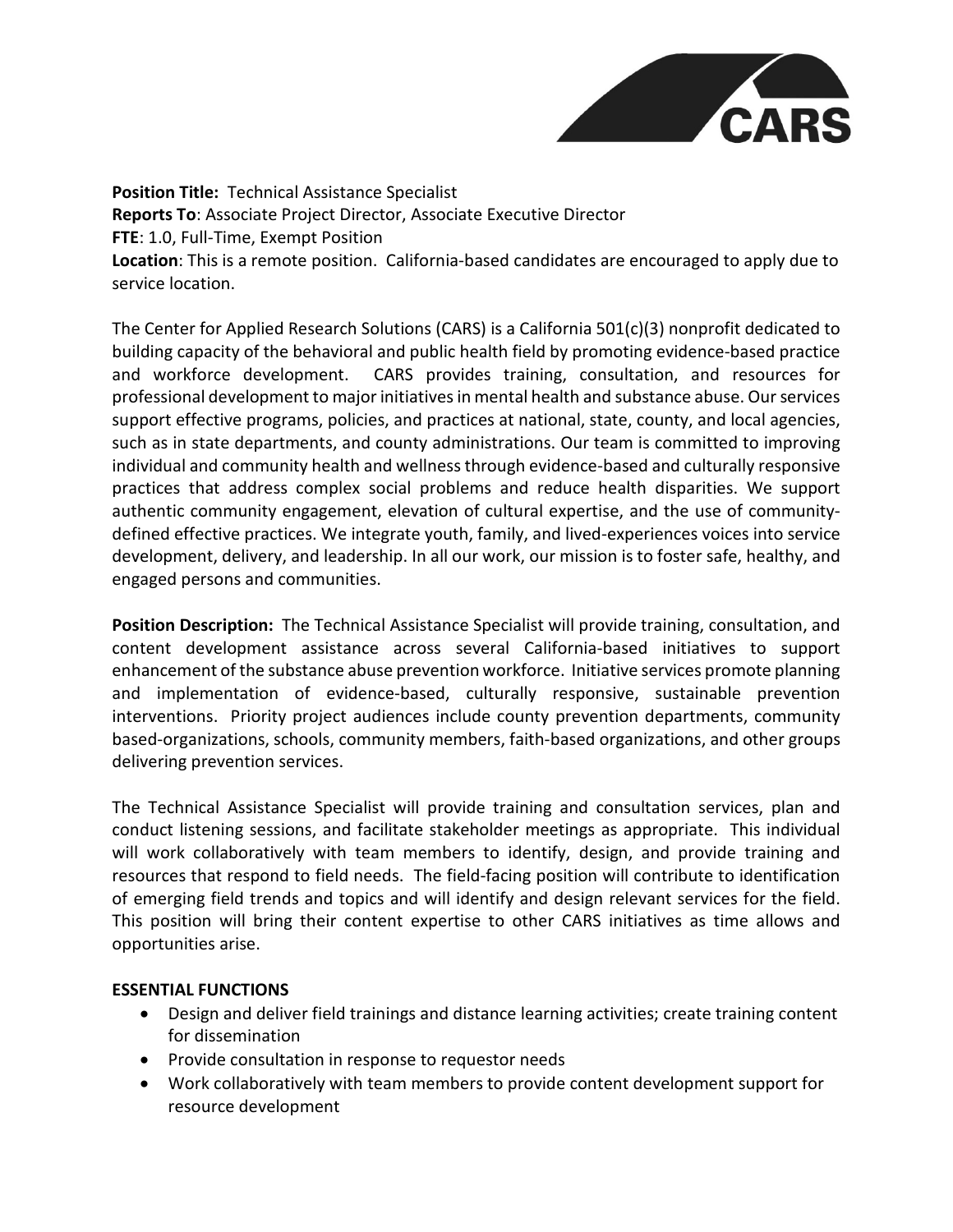**Position Title:** Technical Assistance Specialist
**Reports To**: Associate Project Director, Associate Executive Director
**FTE**: 1.0, Full-Time, Exempt Position
**Location**: This is a remote position. California-based candidates are encouraged to apply due to service location.

The Center for Applied Research Solutions (CARS) is a California 501(c)(3) nonprofit dedicated to building capacity of the behavioral and public health field by promoting evidence-based practice and workforce development. CARS provides training, consultation, and resources for professional development to major initiatives in mental health and substance abuse. Our services support effective programs, policies, and practices at national, state, county, and local agencies, such as in state departments, and county administrations. Our team is committed to improving individual and community health and wellness through evidence-based and culturally responsive practices that address complex social problems and reduce health disparities. We support authentic community engagement, elevation of cultural expertise, and the use of community-defined effective practices. We integrate youth, family, and lived-experiences voices into service development, delivery, and leadership. In all our work, our mission is to foster safe, healthy, and engaged persons and communities.

**Position Description:** The Technical Assistance Specialist will provide training, consultation, and content development assistance across several California-based initiatives to support enhancement of the substance abuse prevention workforce. Initiative services promote planning and implementation of evidence-based, culturally responsive, sustainable prevention interventions. Priority project audiences include county prevention departments, community based-organizations, schools, community members, faith-based organizations, and other groups delivering prevention services.

The Technical Assistance Specialist will provide training and consultation services, plan and conduct listening sessions, and facilitate stakeholder meetings as appropriate. This individual will work collaboratively with team members to identify, design, and provide training and resources that respond to field needs. The field-facing position will contribute to identification of emerging field trends and topics and will identify and design relevant services for the field. This position will bring their content expertise to other CARS initiatives as time allows and opportunities arise.

**ESSENTIAL FUNCTIONS**

- Design and deliver field trainings and distance learning activities; create training content for dissemination
- Provide consultation in response to requestor needs
- Work collaboratively with team members to provide content development support for resource development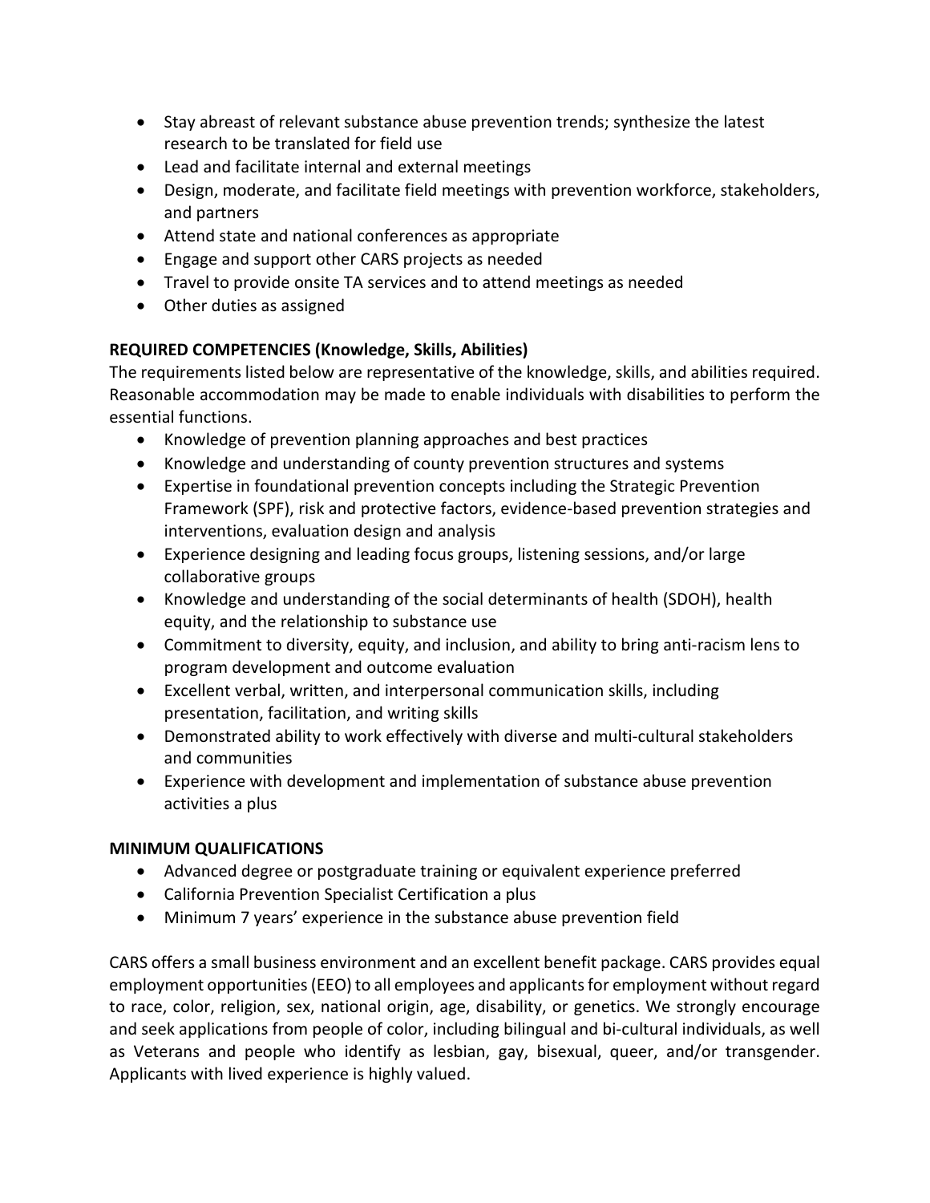- Stay abreast of relevant substance abuse prevention trends; synthesize the latest research to be translated for field use
- Lead and facilitate internal and external meetings
- Design, moderate, and facilitate field meetings with prevention workforce, stakeholders, and partners
- Attend state and national conferences as appropriate
- Engage and support other CARS projects as needed
- Travel to provide onsite TA services and to attend meetings as needed
- Other duties as assigned

**REQUIRED COMPETENCIES (Knowledge, Skills, Abilities)**

The requirements listed below are representative of the knowledge, skills, and abilities required. Reasonable accommodation may be made to enable individuals with disabilities to perform the essential functions.

- Knowledge of prevention planning approaches and best practices
- Knowledge and understanding of county prevention structures and systems
- Expertise in foundational prevention concepts including the Strategic Prevention Framework (SPF), risk and protective factors, evidence-based prevention strategies and interventions, evaluation design and analysis
- Experience designing and leading focus groups, listening sessions, and/or large collaborative groups
- Knowledge and understanding of the social determinants of health (SDOH), health equity, and the relationship to substance use
- Commitment to diversity, equity, and inclusion, and ability to bring anti-racism lens to program development and outcome evaluation
- Excellent verbal, written, and interpersonal communication skills, including presentation, facilitation, and writing skills
- Demonstrated ability to work effectively with diverse and multi-cultural stakeholders and communities
- Experience with development and implementation of substance abuse prevention activities a plus

**MINIMUM QUALIFICATIONS**

- Advanced degree or postgraduate training or equivalent experience preferred
- California Prevention Specialist Certification a plus
- Minimum 7 years' experience in the substance abuse prevention field

CARS offers a small business environment and an excellent benefit package. CARS provides equal employment opportunities (EEO) to all employees and applicants for employment without regard to race, color, religion, sex, national origin, age, disability, or genetics. We strongly encourage and seek applications from people of color, including bilingual and bi-cultural individuals, as well as Veterans and people who identify as lesbian, gay, bisexual, queer, and/or transgender. Applicants with lived experience is highly valued.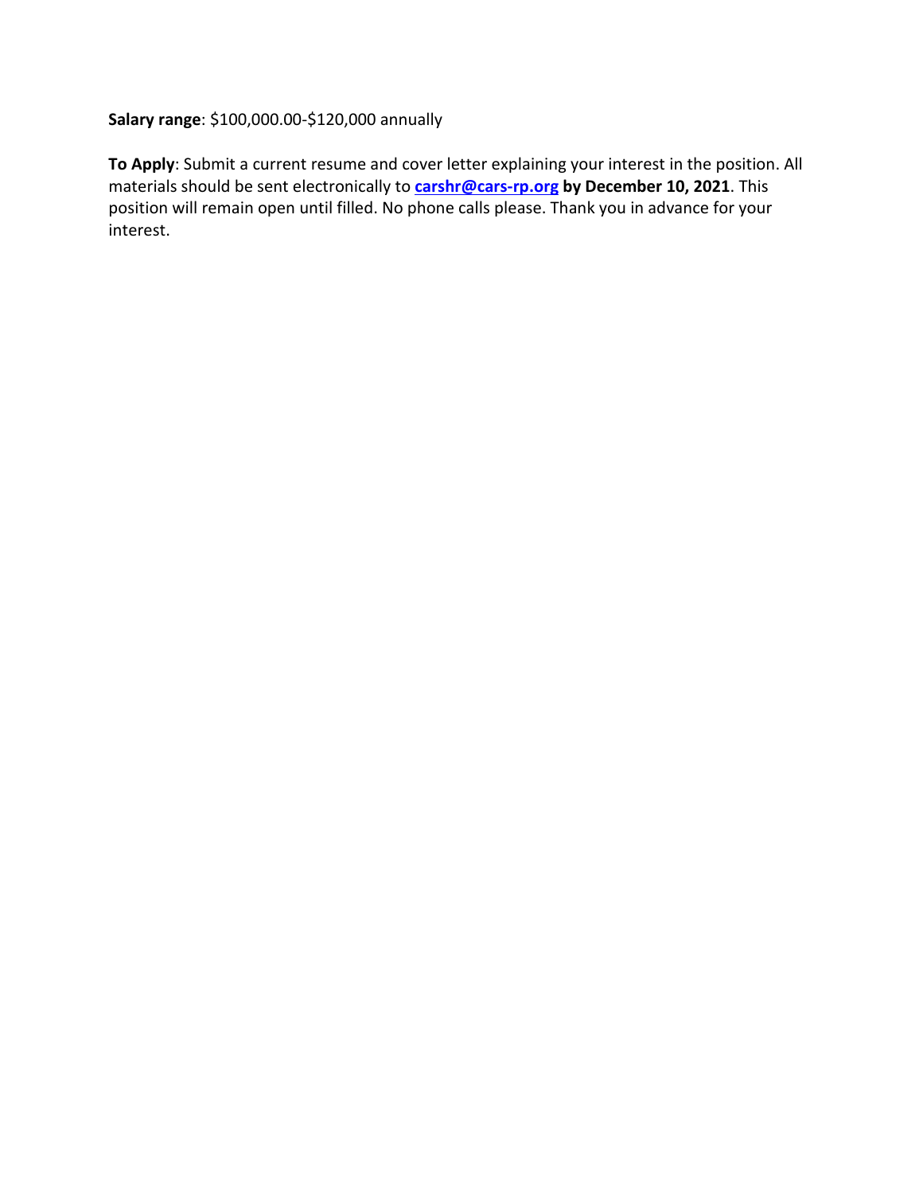**Salary range**: $100,000.00-$120,000 annually

**To Apply**: Submit a current resume and cover letter explaining your interest in the position. All materials should be sent electronically to **carshr@cars-rp.org** **by December 10, 2021**. This position will remain open until filled. No phone calls please. Thank you in advance for your interest.